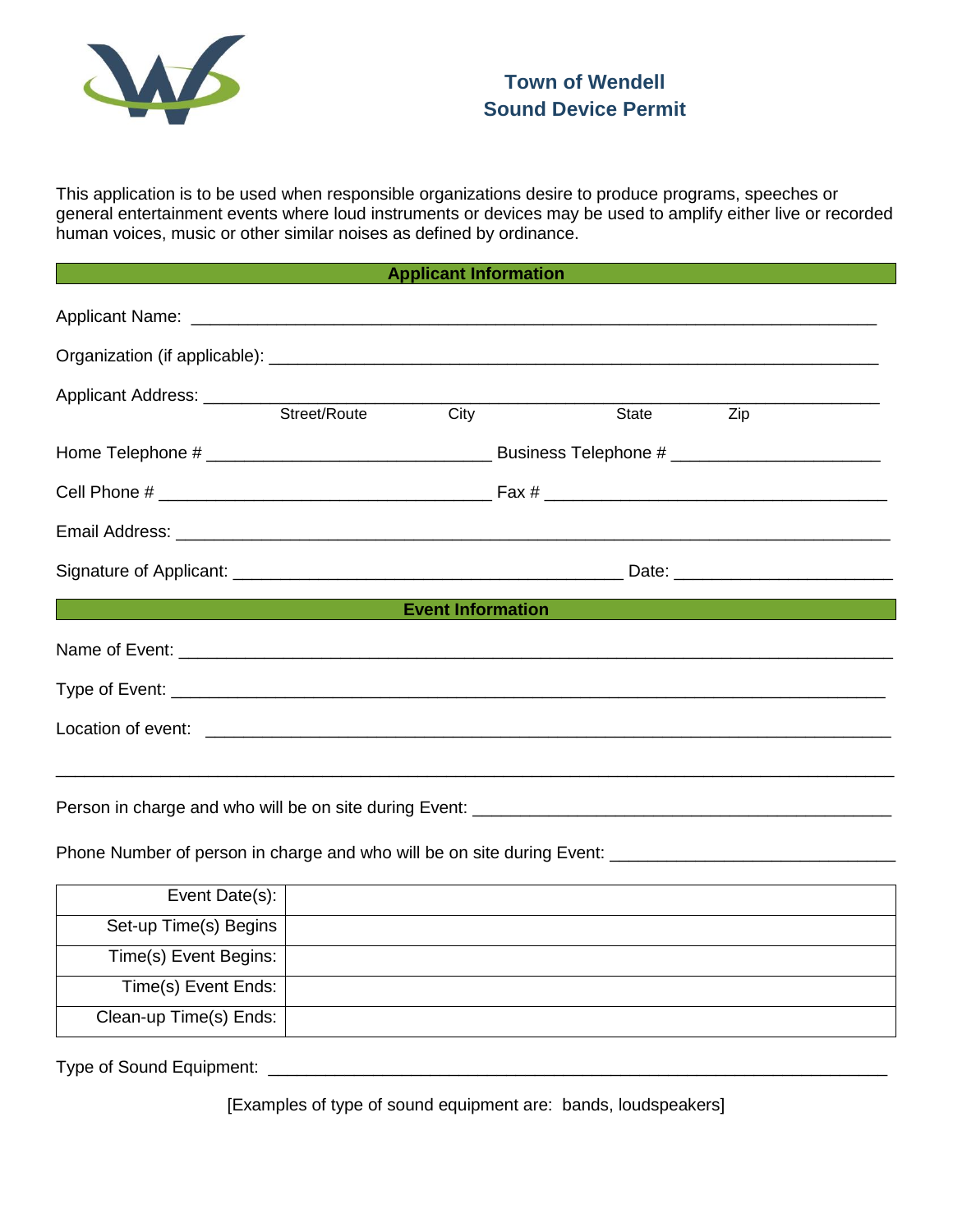# Town of Wendell
## Sound Device Permit

This application is to be used when responsible organizations desire to produce programs, speeches or general entertainment events where loud instruments or devices may be used to amplify either live or recorded human voices, music or other similar noises as defined by ordinance.

### Applicant Information

Applicant Name: ___________________________________________________________________________

Organization (if applicable): ____________________________________________________________________

Applicant Address: ___________________________________________________________________________
Street/Route City State Zip

Home Telephone # ______________________________ Business Telephone # ______________________

Cell Phone # ___________________________________ Fax # ____________________________________

Email Address: ________________________________________________________________________

Signature of Applicant: __________________________________________ Date: ______________________

### Event Information

Name of Event: _______________________________________________________________________

Type of Event: ________________________________________________________________________

Location of event: ______________________________________________________________________

_____________________________________________________________________________________

Person in charge and who will be on site during Event: _____________________________________________

Phone Number of person in charge and who will be on site during Event: ______________________________

| | |
|---|---|
| Event Date(s): | |
| Set-up Time(s) Begins | |
| Time(s) Event Begins: | |
| Time(s) Event Ends: | |
| Clean-up Time(s) Ends: | |

Type of Sound Equipment: _______________________________________________________________

[Examples of type of sound equipment are: bands, loudspeakers]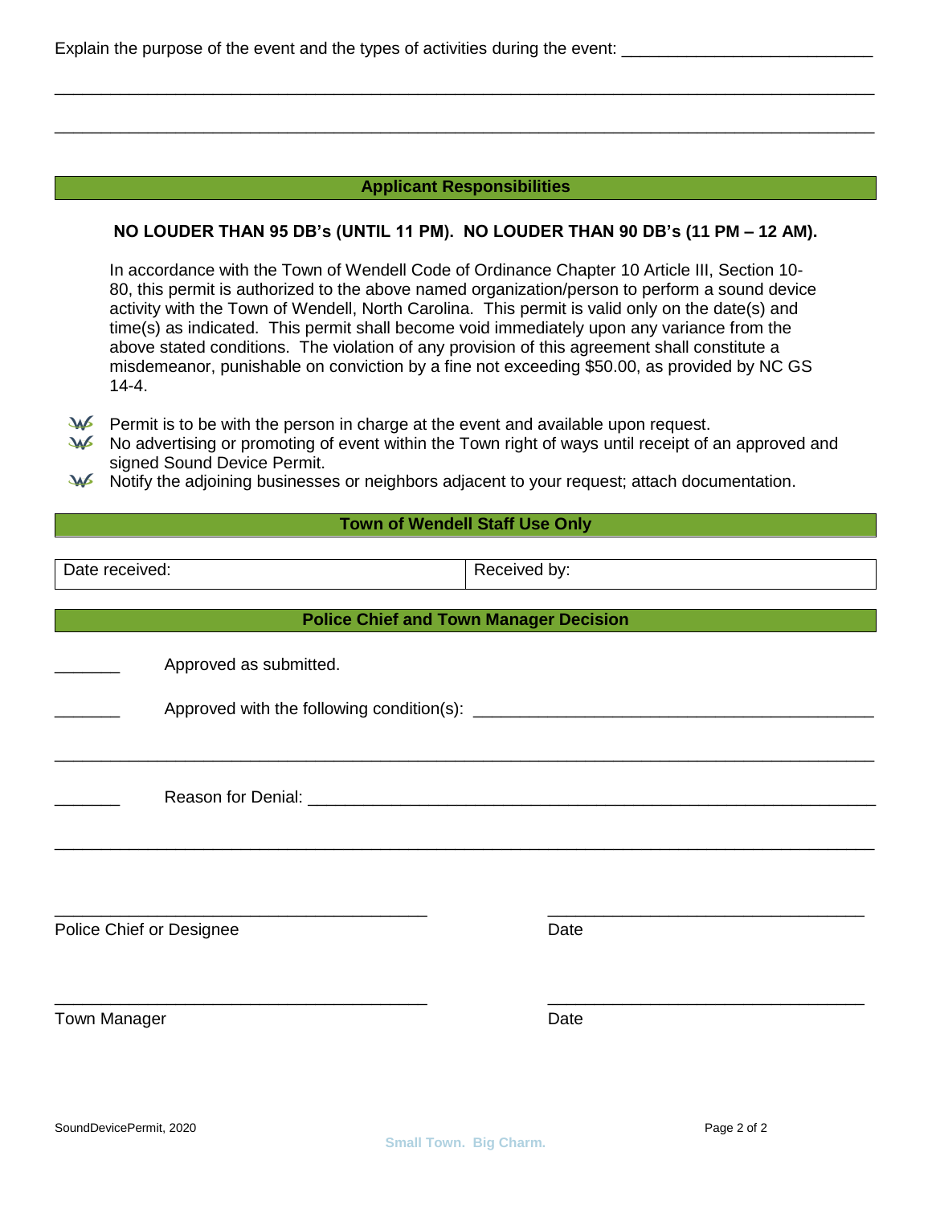Explain the purpose of the event and the types of activities during the event: ___________________________

_____________________________________________________________________________________

_____________________________________________________________________________________

## Applicant Responsibilities

**NO LOUDER THAN 95 DB's (UNTIL 11 PM). NO LOUDER THAN 90 DB's (11 PM – 12 AM).**

In accordance with the Town of Wendell Code of Ordinance Chapter 10 Article III, Section 10-80, this permit is authorized to the above named organization/person to perform a sound device activity with the Town of Wendell, North Carolina. This permit is valid only on the date(s) and time(s) as indicated. This permit shall become void immediately upon any variance from the above stated conditions. The violation of any provision of this agreement shall constitute a misdemeanor, punishable on conviction by a fine not exceeding $50.00, as provided by NC GS 14-4.

- Permit is to be with the person in charge at the event and available upon request.
- No advertising or promoting of event within the Town right of ways until receipt of an approved and signed Sound Device Permit.
- Notify the adjoining businesses or neighbors adjacent to your request; attach documentation.

## Town of Wendell Staff Use Only

| | |
|---|---|
| Date received: | Received by: |

## Police Chief and Town Manager Decision

_______ Approved as submitted.

_______ Approved with the following condition(s): ____________________________________________

_____________________________________________________________________________________

_______ Reason for Denial: ______________________________________________________________

_____________________________________________________________________________________

________________________________________ ________________________________

Police Chief or Designee Date

________________________________________ ________________________________

Town Manager Date

Small Town. Big Charm.